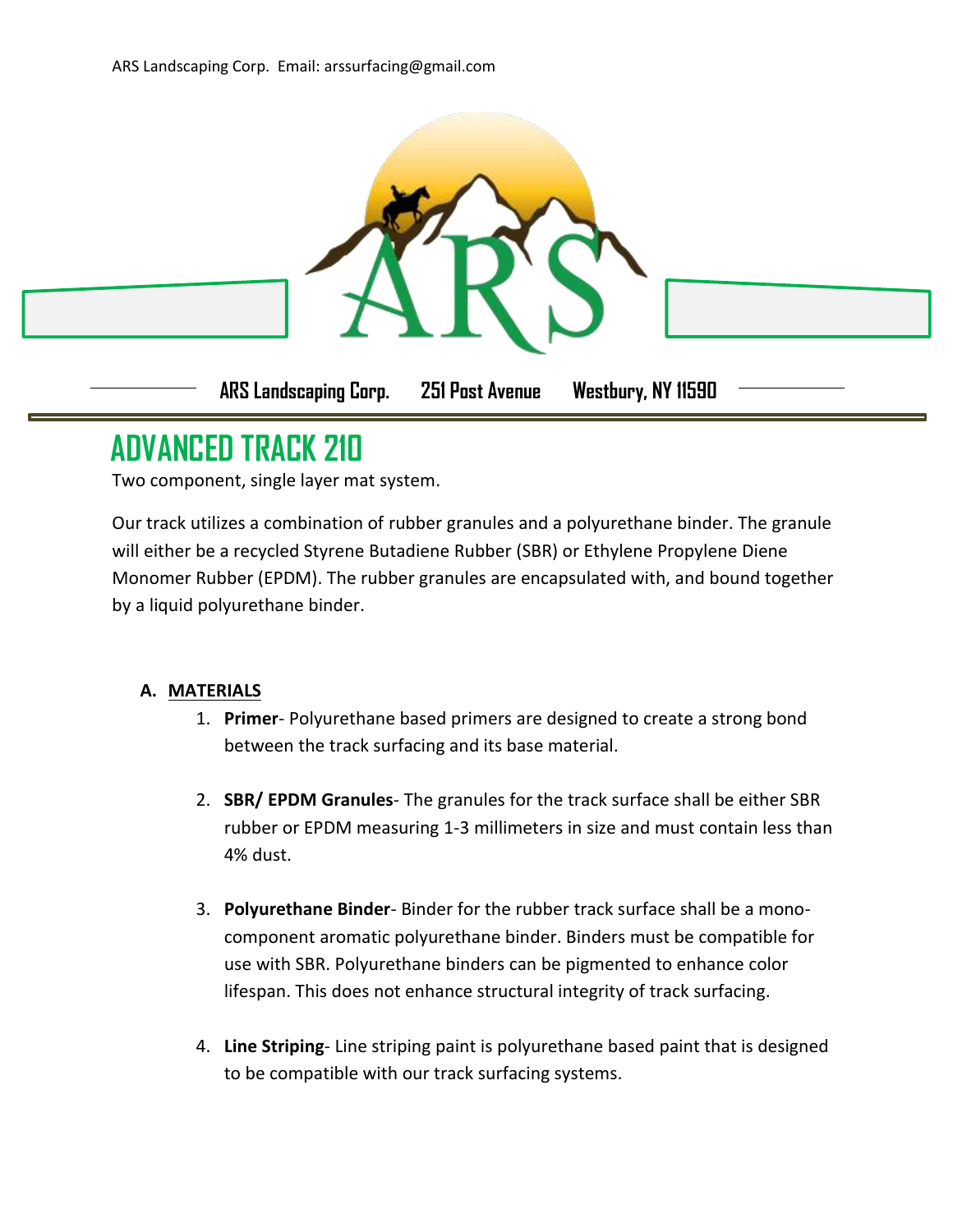ARS Landscaping Corp. Email: arssurfacing@gmail.com

ARS Landscaping Corp. 251 Post Avenue Westbury, NY 11590

# ADVANCED TRACK 210

Two component, single layer mat system.

Our track utilizes a combination of rubber granules and a polyurethane binder. The granule will either be a recycled Styrene Butadiene Rubber (SBR) or Ethylene Propylene Diene Monomer Rubber (EPDM). The rubber granules are encapsulated with, and bound together by a liquid polyurethane binder.

**A. MATERIALS**

1. **Primer**- Polyurethane based primers are designed to create a strong bond between the track surfacing and its base material.

2. **SBR/ EPDM Granules**- The granules for the track surface shall be either SBR rubber or EPDM measuring 1-3 millimeters in size and must contain less than 4% dust.

3. **Polyurethane Binder**- Binder for the rubber track surface shall be a mono-component aromatic polyurethane binder. Binders must be compatible for use with SBR. Polyurethane binders can be pigmented to enhance color lifespan. This does not enhance structural integrity of track surfacing.

4. **Line Striping**- Line striping paint is polyurethane based paint that is designed to be compatible with our track surfacing systems.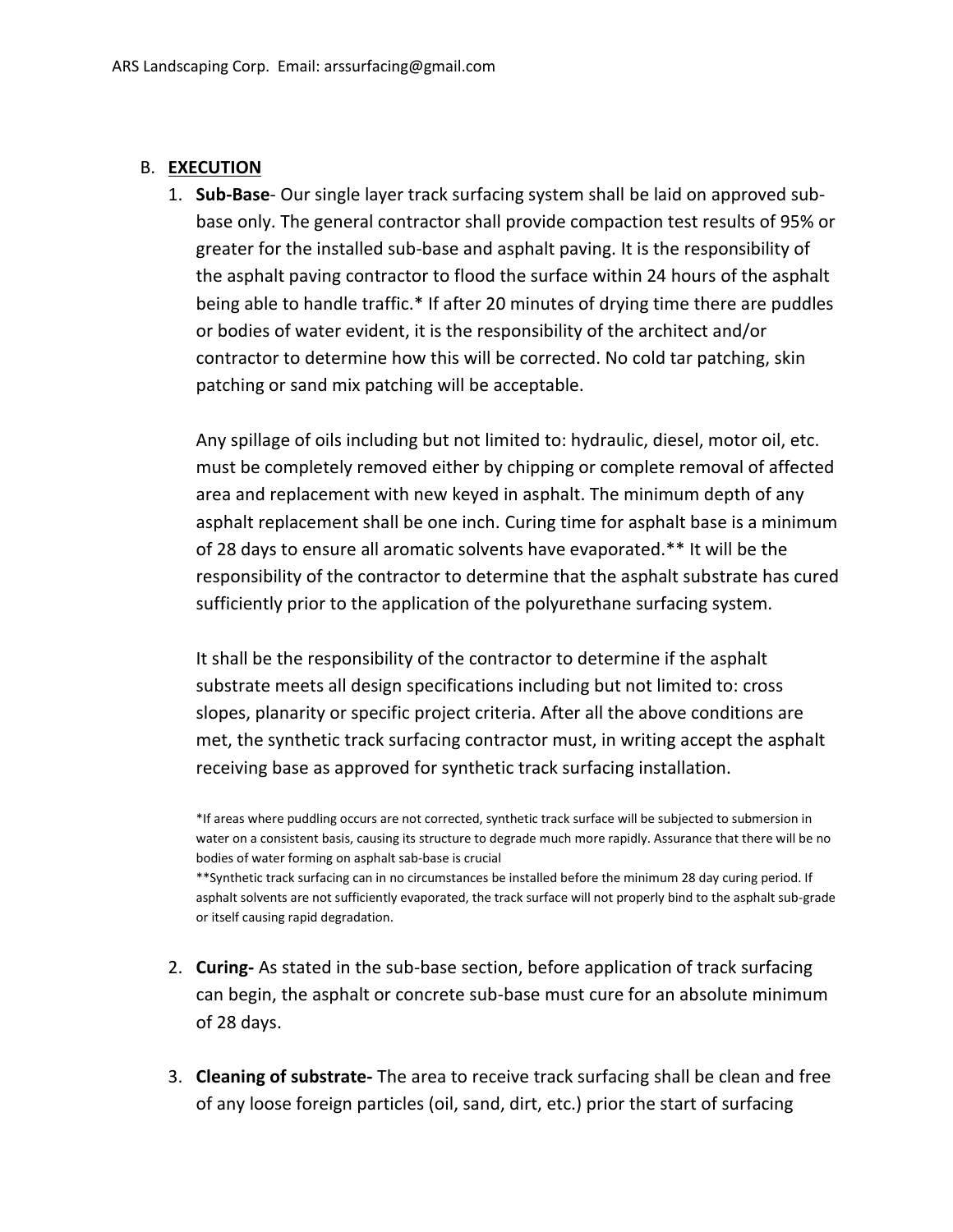## B. EXECUTION

1. **Sub-Base**- Our single layer track surfacing system shall be laid on approved sub-base only. The general contractor shall provide compaction test results of 95% or greater for the installed sub-base and asphalt paving. It is the responsibility of the asphalt paving contractor to flood the surface within 24 hours of the asphalt being able to handle traffic.* If after 20 minutes of drying time there are puddles or bodies of water evident, it is the responsibility of the architect and/or contractor to determine how this will be corrected. No cold tar patching, skin patching or sand mix patching will be acceptable.

   Any spillage of oils including but not limited to: hydraulic, diesel, motor oil, etc. must be completely removed either by chipping or complete removal of affected area and replacement with new keyed in asphalt. The minimum depth of any asphalt replacement shall be one inch. Curing time for asphalt base is a minimum of 28 days to ensure all aromatic solvents have evaporated.** It will be the responsibility of the contractor to determine that the asphalt substrate has cured sufficiently prior to the application of the polyurethane surfacing system.

   It shall be the responsibility of the contractor to determine if the asphalt substrate meets all design specifications including but not limited to: cross slopes, planarity or specific project criteria. After all the above conditions are met, the synthetic track surfacing contractor must, in writing accept the asphalt receiving base as approved for synthetic track surfacing installation.

   *If areas where puddling occurs are not corrected, synthetic track surface will be subjected to submersion in water on a consistent basis, causing its structure to degrade much more rapidly. Assurance that there will be no bodies of water forming on asphalt sab-base is crucial

   **Synthetic track surfacing can in no circumstances be installed before the minimum 28 day curing period. If asphalt solvents are not sufficiently evaporated, the track surface will not properly bind to the asphalt sub-grade or itself causing rapid degradation.

2. **Curing-** As stated in the sub-base section, before application of track surfacing can begin, the asphalt or concrete sub-base must cure for an absolute minimum of 28 days.

3. **Cleaning of substrate-** The area to receive track surfacing shall be clean and free of any loose foreign particles (oil, sand, dirt, etc.) prior the start of surfacing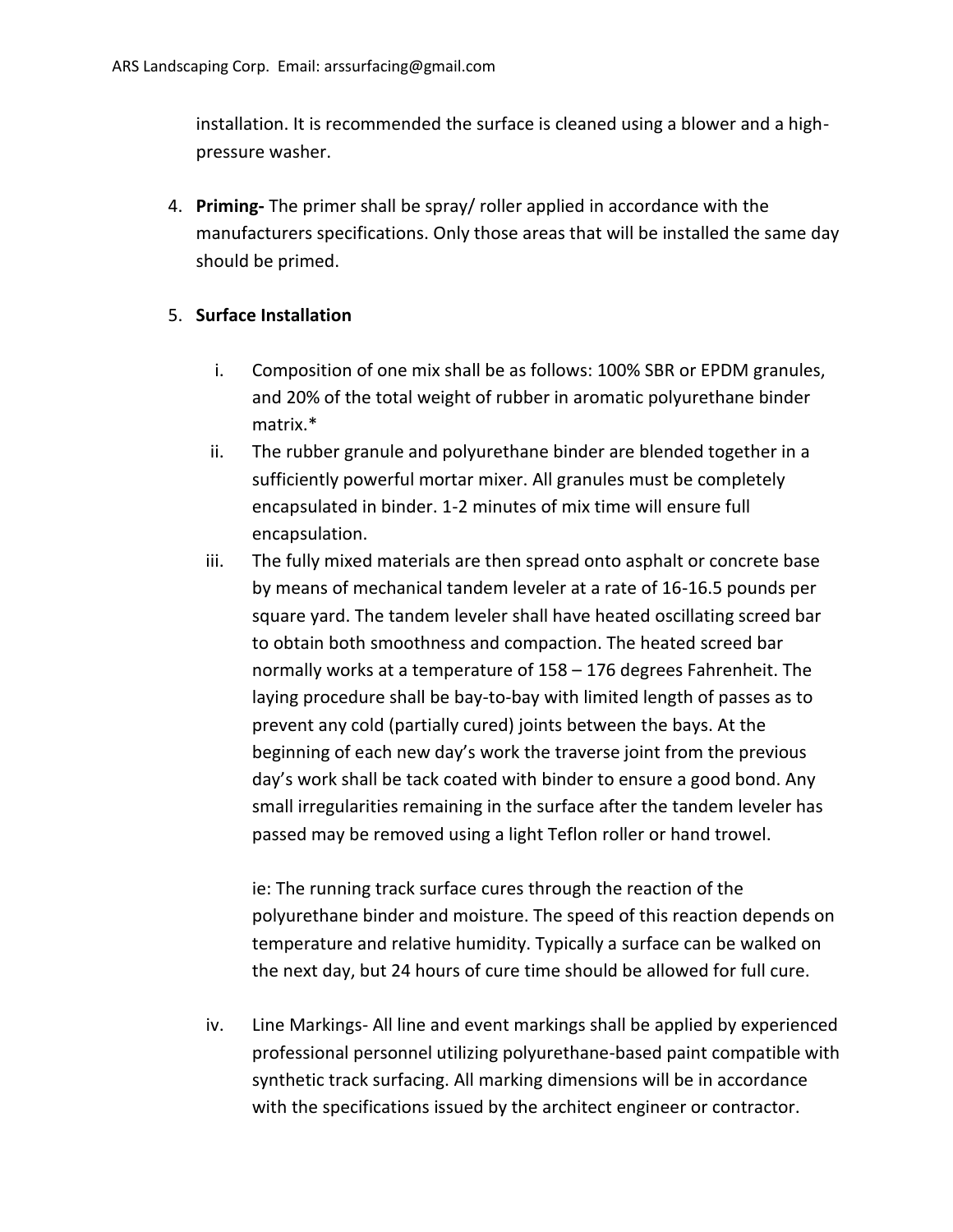installation. It is recommended the surface is cleaned using a blower and a high-pressure washer.

4. **Priming-** The primer shall be spray/ roller applied in accordance with the manufacturers specifications. Only those areas that will be installed the same day should be primed.

5. **Surface Installation**

   i. Composition of one mix shall be as follows: 100% SBR or EPDM granules, and 20% of the total weight of rubber in aromatic polyurethane binder matrix.*

   ii. The rubber granule and polyurethane binder are blended together in a sufficiently powerful mortar mixer. All granules must be completely encapsulated in binder. 1-2 minutes of mix time will ensure full encapsulation.

   iii. The fully mixed materials are then spread onto asphalt or concrete base by means of mechanical tandem leveler at a rate of 16-16.5 pounds per square yard. The tandem leveler shall have heated oscillating screed bar to obtain both smoothness and compaction. The heated screed bar normally works at a temperature of 158 – 176 degrees Fahrenheit. The laying procedure shall be bay-to-bay with limited length of passes as to prevent any cold (partially cured) joints between the bays. At the beginning of each new day's work the traverse joint from the previous day's work shall be tack coated with binder to ensure a good bond. Any small irregularities remaining in the surface after the tandem leveler has passed may be removed using a light Teflon roller or hand trowel.

      ie: The running track surface cures through the reaction of the polyurethane binder and moisture. The speed of this reaction depends on temperature and relative humidity. Typically a surface can be walked on the next day, but 24 hours of cure time should be allowed for full cure.

   iv. Line Markings- All line and event markings shall be applied by experienced professional personnel utilizing polyurethane-based paint compatible with synthetic track surfacing. All marking dimensions will be in accordance with the specifications issued by the architect engineer or contractor.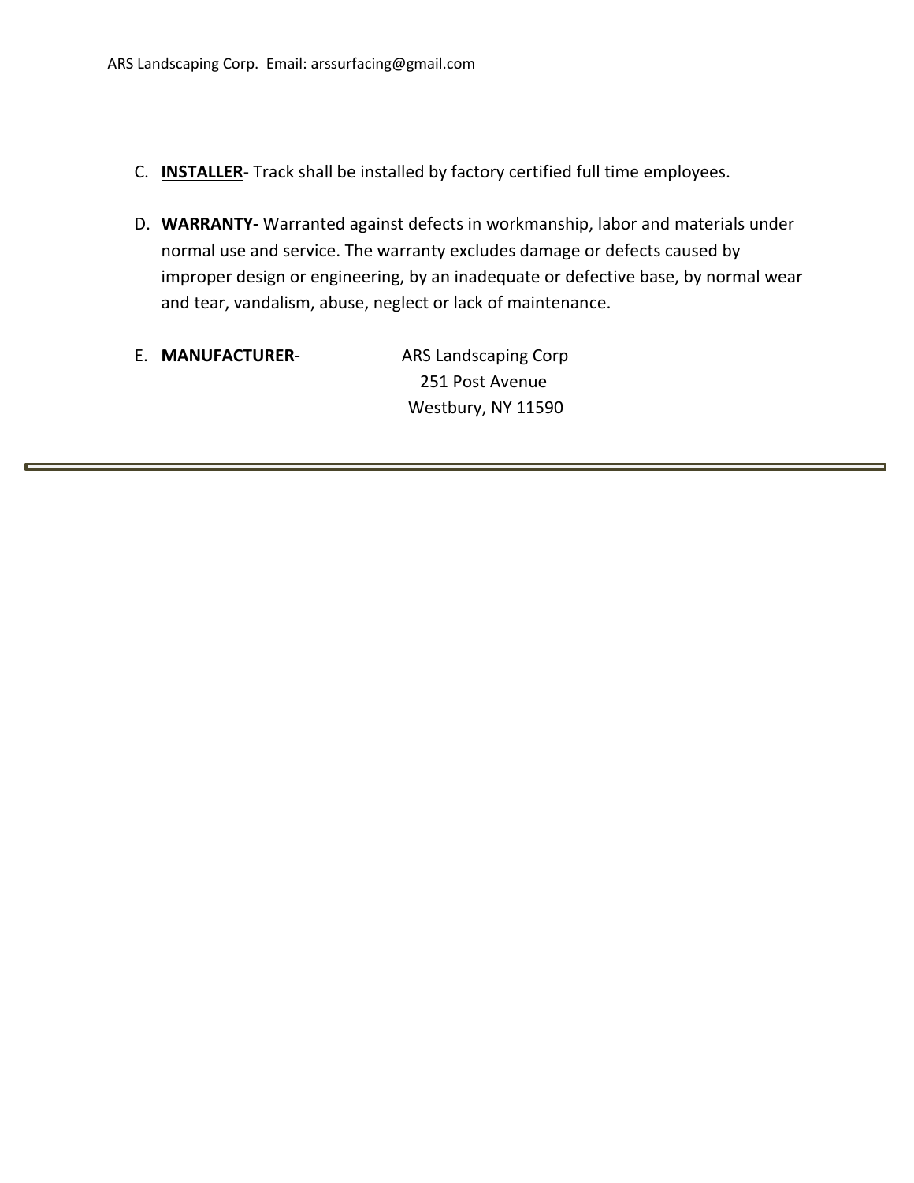C. **<u>INSTALLER</u>**- Track shall be installed by factory certified full time employees.

D. **<u>WARRANTY</u>-** Warranted against defects in workmanship, labor and materials under normal use and service. The warranty excludes damage or defects caused by improper design or engineering, by an inadequate or defective base, by normal wear and tear, vandalism, abuse, neglect or lack of maintenance.

E. **<u>MANUFACTURER</u>**- ARS Landscaping Corp
251 Post Avenue
Westbury, NY 11590